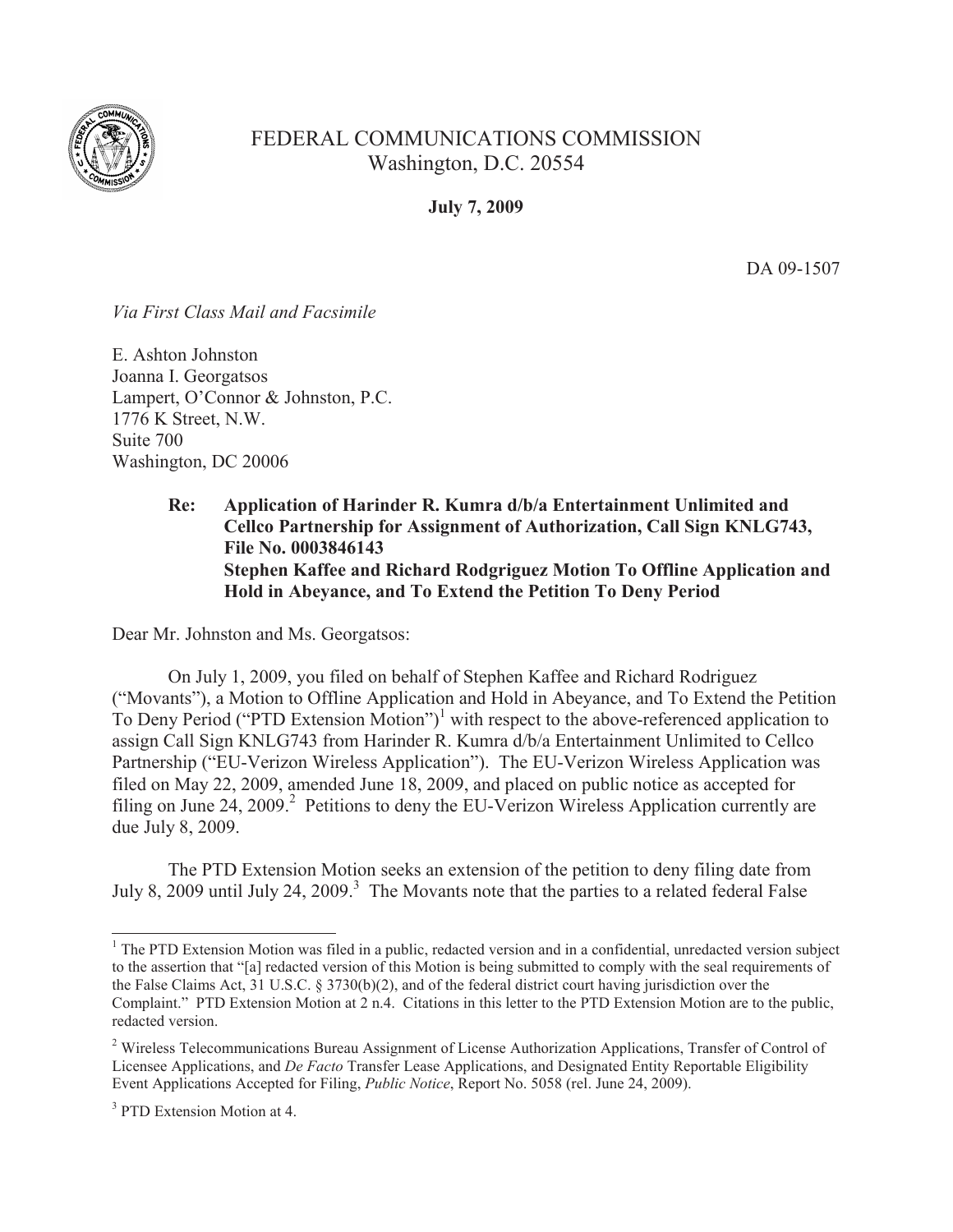FEDERAL COMMUNICATIONS COMMISSION
Washington, D.C. 20554

**July 7, 2009**

DA 09-1507

*Via First Class Mail and Facsimile*

E. Ashton Johnston
Joanna I. Georgatsos
Lampert, O'Connor & Johnston, P.C.
1776 K Street, N.W.
Suite 700
Washington, DC 20006

**Re: Application of Harinder R. Kumra d/b/a Entertainment Unlimited and Cellco Partnership for Assignment of Authorization, Call Sign KNLG743, File No. 0003846143**
**Stephen Kaffee and Richard Rodgriguez Motion To Offline Application and Hold in Abeyance, and To Extend the Petition To Deny Period**

Dear Mr. Johnston and Ms. Georgatsos:

On July 1, 2009, you filed on behalf of Stephen Kaffee and Richard Rodriguez ("Movants"), a Motion to Offline Application and Hold in Abeyance, and To Extend the Petition To Deny Period ("PTD Extension Motion")[1] with respect to the above-referenced application to assign Call Sign KNLG743 from Harinder R. Kumra d/b/a Entertainment Unlimited to Cellco Partnership ("EU-Verizon Wireless Application"). The EU-Verizon Wireless Application was filed on May 22, 2009, amended June 18, 2009, and placed on public notice as accepted for filing on June 24, 2009.[2] Petitions to deny the EU-Verizon Wireless Application currently are due July 8, 2009.

The PTD Extension Motion seeks an extension of the petition to deny filing date from July 8, 2009 until July 24, 2009.[3] The Movants note that the parties to a related federal False

---

[1] The PTD Extension Motion was filed in a public, redacted version and in a confidential, unredacted version subject to the assertion that "[a] redacted version of this Motion is being submitted to comply with the seal requirements of the False Claims Act, 31 U.S.C. § 3730(b)(2), and of the federal district court having jurisdiction over the Complaint." PTD Extension Motion at 2 n.4. Citations in this letter to the PTD Extension Motion are to the public, redacted version.

[2] Wireless Telecommunications Bureau Assignment of License Authorization Applications, Transfer of Control of Licensee Applications, and *De Facto* Transfer Lease Applications, and Designated Entity Reportable Eligibility Event Applications Accepted for Filing, *Public Notice*, Report No. 5058 (rel. June 24, 2009).

[3] PTD Extension Motion at 4.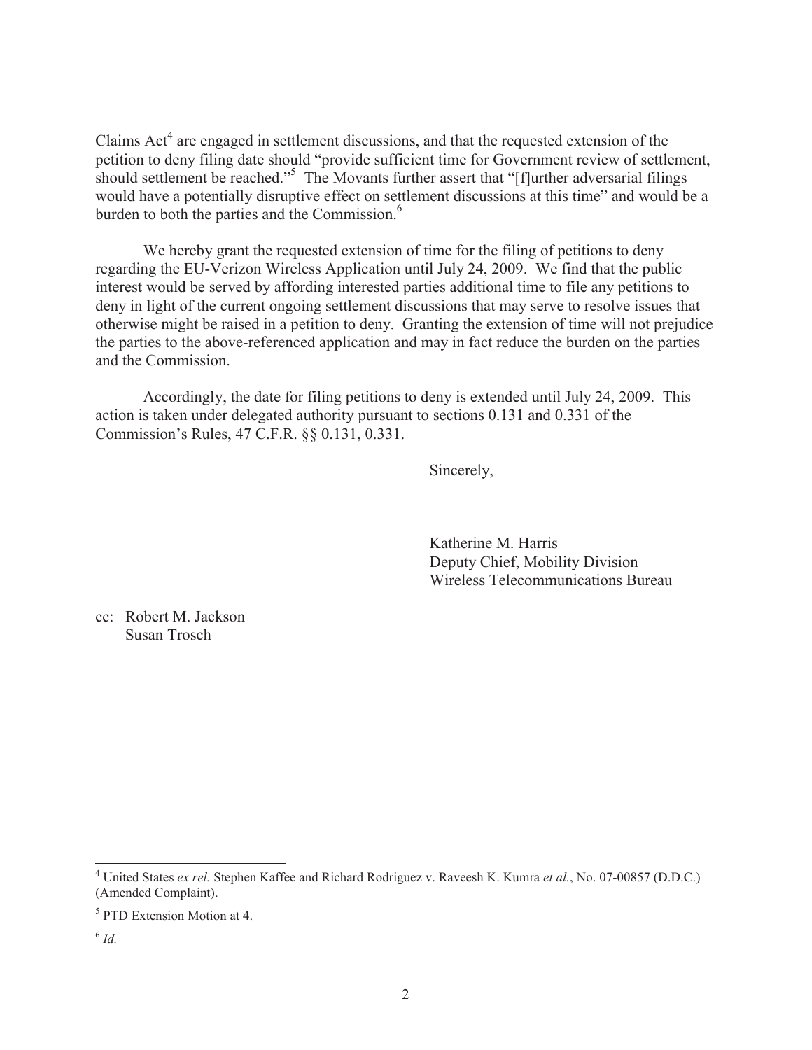Claims Act[4] are engaged in settlement discussions, and that the requested extension of the petition to deny filing date should "provide sufficient time for Government review of settlement, should settlement be reached."[5] The Movants further assert that "[f]urther adversarial filings would have a potentially disruptive effect on settlement discussions at this time" and would be a burden to both the parties and the Commission.[6]

We hereby grant the requested extension of time for the filing of petitions to deny regarding the EU-Verizon Wireless Application until July 24, 2009. We find that the public interest would be served by affording interested parties additional time to file any petitions to deny in light of the current ongoing settlement discussions that may serve to resolve issues that otherwise might be raised in a petition to deny. Granting the extension of time will not prejudice the parties to the above-referenced application and may in fact reduce the burden on the parties and the Commission.

Accordingly, the date for filing petitions to deny is extended until July 24, 2009. This action is taken under delegated authority pursuant to sections 0.131 and 0.331 of the Commission's Rules, 47 C.F.R. §§ 0.131, 0.331.

Sincerely,

Katherine M. Harris
Deputy Chief, Mobility Division
Wireless Telecommunications Bureau

cc: Robert M. Jackson
Susan Trosch

---

[4] United States *ex rel.* Stephen Kaffee and Richard Rodriguez v. Raveesh K. Kumra *et al.*, No. 07-00857 (D.D.C.) (Amended Complaint).

[5] PTD Extension Motion at 4.

[6] *Id.*